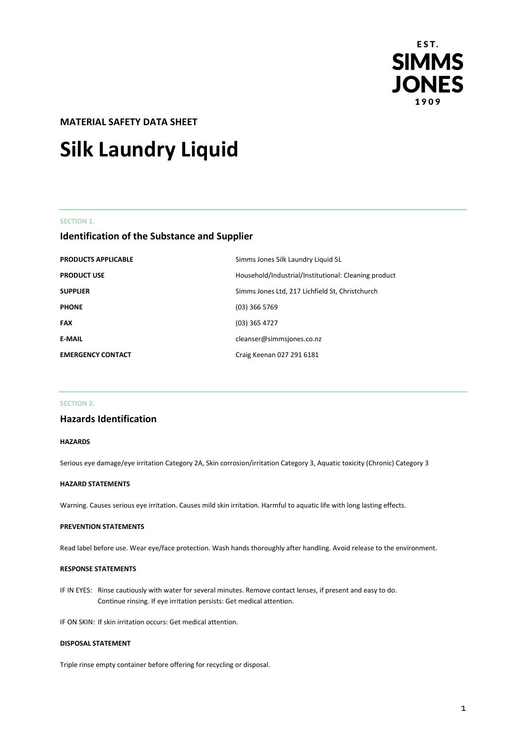EST. SIMMS JONES 1909

**MATERIAL SAFETY DATA SHEET**

# Silk Laundry Liquid

SECTION 1.

## Identification of the Substance and Supplier

| | |
|---|---|
| **PRODUCTS APPLICABLE** | Simms Jones Silk Laundry Liquid 5L |
| **PRODUCT USE** | Household/Industrial/Institutional: Cleaning product |
| **SUPPLIER** | Simms Jones Ltd, 217 Lichfield St, Christchurch |
| **PHONE** | (03) 366 5769 |
| **FAX** | (03) 365 4727 |
| **E-MAIL** | cleanser@simmsjones.co.nz |
| **EMERGENCY CONTACT** | Craig Keenan 027 291 6181 |

SECTION 2.

## Hazards Identification

**HAZARDS**

Serious eye damage/eye irritation Category 2A, Skin corrosion/irritation Category 3, Aquatic toxicity (Chronic) Category 3

**HAZARD STATEMENTS**

Warning. Causes serious eye irritation. Causes mild skin irritation. Harmful to aquatic life with long lasting effects.

**PREVENTION STATEMENTS**

Read label before use. Wear eye/face protection. Wash hands thoroughly after handling. Avoid release to the environment.

**RESPONSE STATEMENTS**

IF IN EYES: Rinse cautiously with water for several minutes. Remove contact lenses, if present and easy to do. Continue rinsing. If eye irritation persists: Get medical attention.

IF ON SKIN: If skin irritation occurs: Get medical attention.

**DISPOSAL STATEMENT**

Triple rinse empty container before offering for recycling or disposal.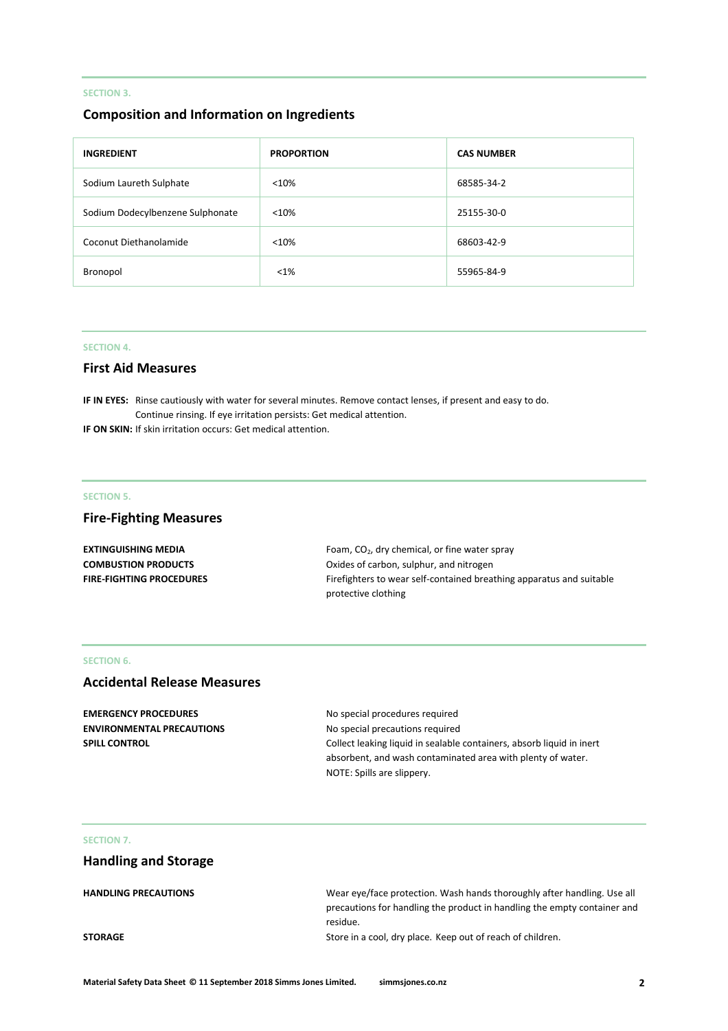SECTION 3.

## Composition and Information on Ingredients

| INGREDIENT | PROPORTION | CAS NUMBER |
|---|---|---|
| Sodium Laureth Sulphate | <10% | 68585-34-2 |
| Sodium Dodecylbenzene Sulphonate | <10% | 25155-30-0 |
| Coconut Diethanolamide | <10% | 68603-42-9 |
| Bronopol | <1% | 55965-84-9 |

SECTION 4.

## First Aid Measures

**IF IN EYES:** Rinse cautiously with water for several minutes. Remove contact lenses, if present and easy to do. Continue rinsing. If eye irritation persists: Get medical attention.

**IF ON SKIN:** If skin irritation occurs: Get medical attention.

SECTION 5.

## Fire-Fighting Measures

**EXTINGUISHING MEDIA** Foam, $CO_2$, dry chemical, or fine water spray

**COMBUSTION PRODUCTS** Oxides of carbon, sulphur, and nitrogen

**FIRE-FIGHTING PROCEDURES** Firefighters to wear self-contained breathing apparatus and suitable protective clothing

SECTION 6.

## Accidental Release Measures

**EMERGENCY PROCEDURES** No special procedures required

**ENVIRONMENTAL PRECAUTIONS** No special precautions required

**SPILL CONTROL** Collect leaking liquid in sealable containers, absorb liquid in inert absorbent, and wash contaminated area with plenty of water. NOTE: Spills are slippery.

SECTION 7.

## Handling and Storage

**HANDLING PRECAUTIONS** Wear eye/face protection. Wash hands thoroughly after handling. Use all precautions for handling the product in handling the empty container and residue.

**STORAGE** Store in a cool, dry place. Keep out of reach of children.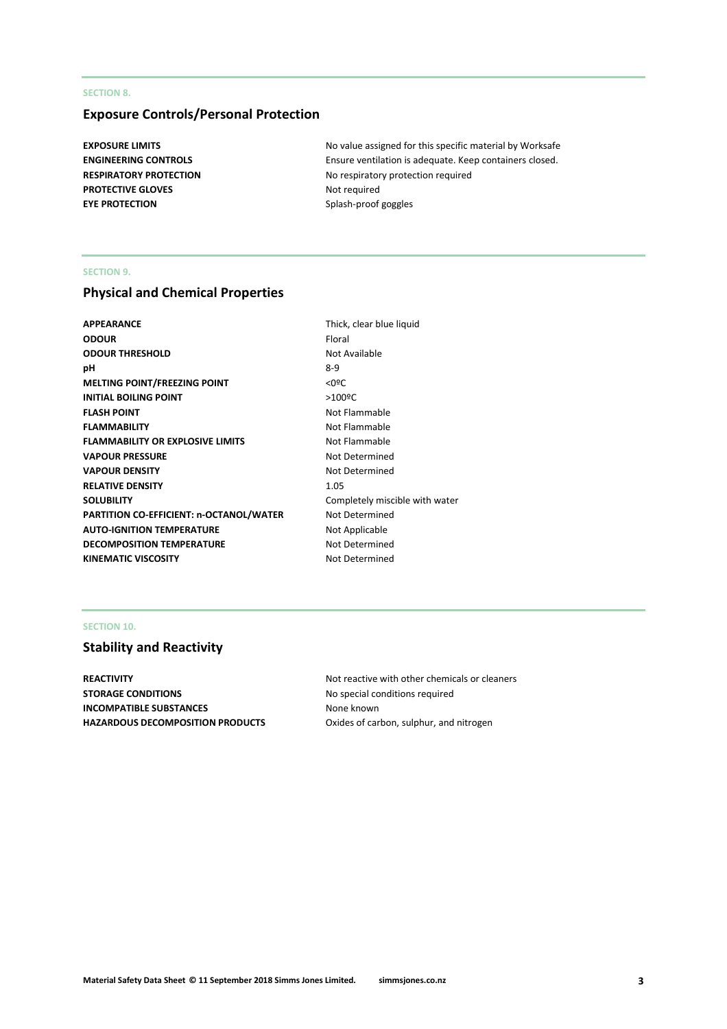SECTION 8.

## Exposure Controls/Personal Protection

| | |
|---|---|
| **EXPOSURE LIMITS** | No value assigned for this specific material by Worksafe |
| **ENGINEERING CONTROLS** | Ensure ventilation is adequate. Keep containers closed. |
| **RESPIRATORY PROTECTION** | No respiratory protection required |
| **PROTECTIVE GLOVES** | Not required |
| **EYE PROTECTION** | Splash-proof goggles |

SECTION 9.

## Physical and Chemical Properties

| | |
|---|---|
| **APPEARANCE** | Thick, clear blue liquid |
| **ODOUR** | Floral |
| **ODOUR THRESHOLD** | Not Available |
| **pH** | 8-9 |
| **MELTING POINT/FREEZING POINT** | <0ºC |
| **INITIAL BOILING POINT** | >100ºC |
| **FLASH POINT** | Not Flammable |
| **FLAMMABILITY** | Not Flammable |
| **FLAMMABILITY OR EXPLOSIVE LIMITS** | Not Flammable |
| **VAPOUR PRESSURE** | Not Determined |
| **VAPOUR DENSITY** | Not Determined |
| **RELATIVE DENSITY** | 1.05 |
| **SOLUBILITY** | Completely miscible with water |
| **PARTITION CO-EFFICIENT: n-OCTANOL/WATER** | Not Determined |
| **AUTO-IGNITION TEMPERATURE** | Not Applicable |
| **DECOMPOSITION TEMPERATURE** | Not Determined |
| **KINEMATIC VISCOSITY** | Not Determined |

SECTION 10.

## Stability and Reactivity

| | |
|---|---|
| **REACTIVITY** | Not reactive with other chemicals or cleaners |
| **STORAGE CONDITIONS** | No special conditions required |
| **INCOMPATIBLE SUBSTANCES** | None known |
| **HAZARDOUS DECOMPOSITION PRODUCTS** | Oxides of carbon, sulphur, and nitrogen |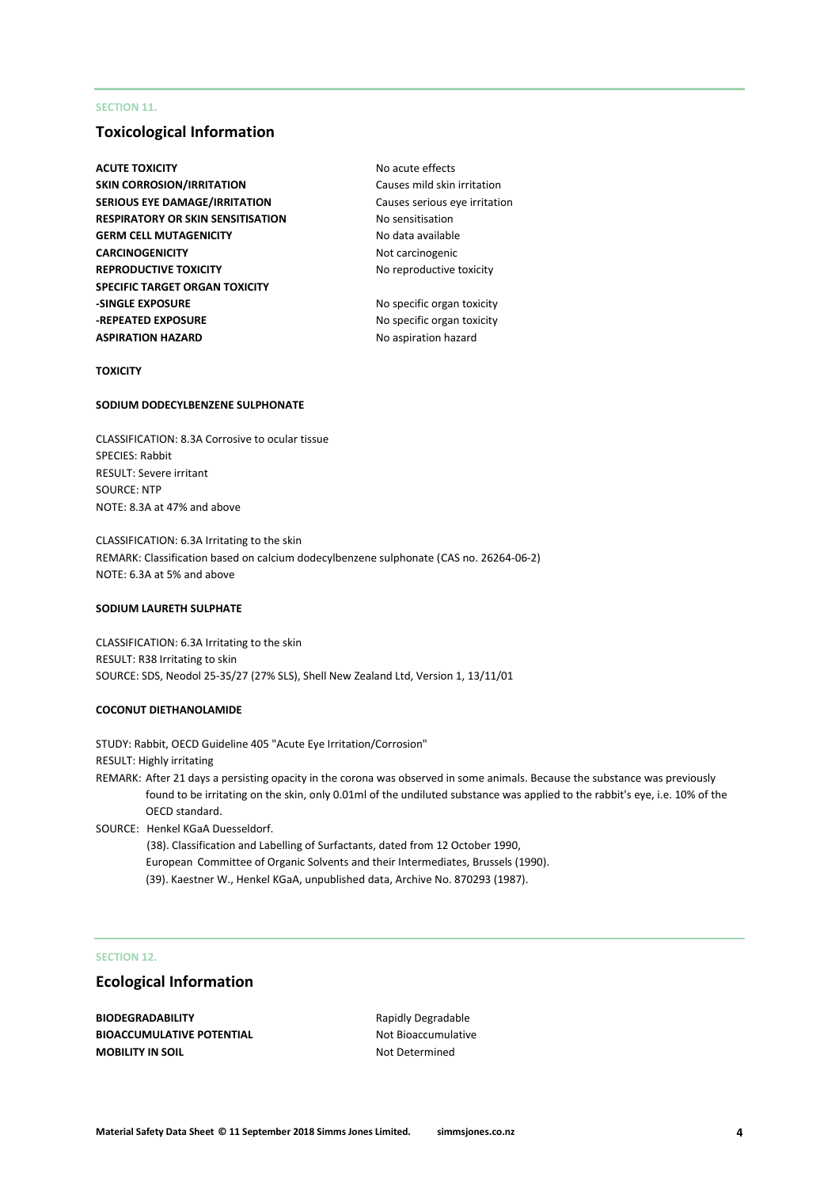SECTION 11.

## Toxicological Information

| | |
|---|---|
| **ACUTE TOXICITY** | No acute effects |
| **SKIN CORROSION/IRRITATION** | Causes mild skin irritation |
| **SERIOUS EYE DAMAGE/IRRITATION** | Causes serious eye irritation |
| **RESPIRATORY OR SKIN SENSITISATION** | No sensitisation |
| **GERM CELL MUTAGENICITY** | No data available |
| **CARCINOGENICITY** | Not carcinogenic |
| **REPRODUCTIVE TOXICITY** | No reproductive toxicity |
| **SPECIFIC TARGET ORGAN TOXICITY** | |
| **-SINGLE EXPOSURE** | No specific organ toxicity |
| **-REPEATED EXPOSURE** | No specific organ toxicity |
| **ASPIRATION HAZARD** | No aspiration hazard |

**TOXICITY**

**SODIUM DODECYLBENZENE SULPHONATE**

CLASSIFICATION: 8.3A Corrosive to ocular tissue
SPECIES: Rabbit
RESULT: Severe irritant
SOURCE: NTP
NOTE: 8.3A at 47% and above

CLASSIFICATION: 6.3A Irritating to the skin
REMARK: Classification based on calcium dodecylbenzene sulphonate (CAS no. 26264-06-2)
NOTE: 6.3A at 5% and above

**SODIUM LAURETH SULPHATE**

CLASSIFICATION: 6.3A Irritating to the skin
RESULT: R38 Irritating to skin
SOURCE: SDS, Neodol 25-3S/27 (27% SLS), Shell New Zealand Ltd, Version 1, 13/11/01

**COCONUT DIETHANOLAMIDE**

STUDY: Rabbit, OECD Guideline 405 "Acute Eye Irritation/Corrosion"
RESULT: Highly irritating
REMARK: After 21 days a persisting opacity in the corona was observed in some animals. Because the substance was previously found to be irritating on the skin, only 0.01ml of the undiluted substance was applied to the rabbit's eye, i.e. 10% of the OECD standard.
SOURCE: Henkel KGaA Duesseldorf.
(38). Classification and Labelling of Surfactants, dated from 12 October 1990,
European Committee of Organic Solvents and their Intermediates, Brussels (1990).
(39). Kaestner W., Henkel KGaA, unpublished data, Archive No. 870293 (1987).

SECTION 12.

## Ecological Information

| | |
|---|---|
| **BIODEGRADABILITY** | Rapidly Degradable |
| **BIOACCUMULATIVE POTENTIAL** | Not Bioaccumulative |
| **MOBILITY IN SOIL** | Not Determined |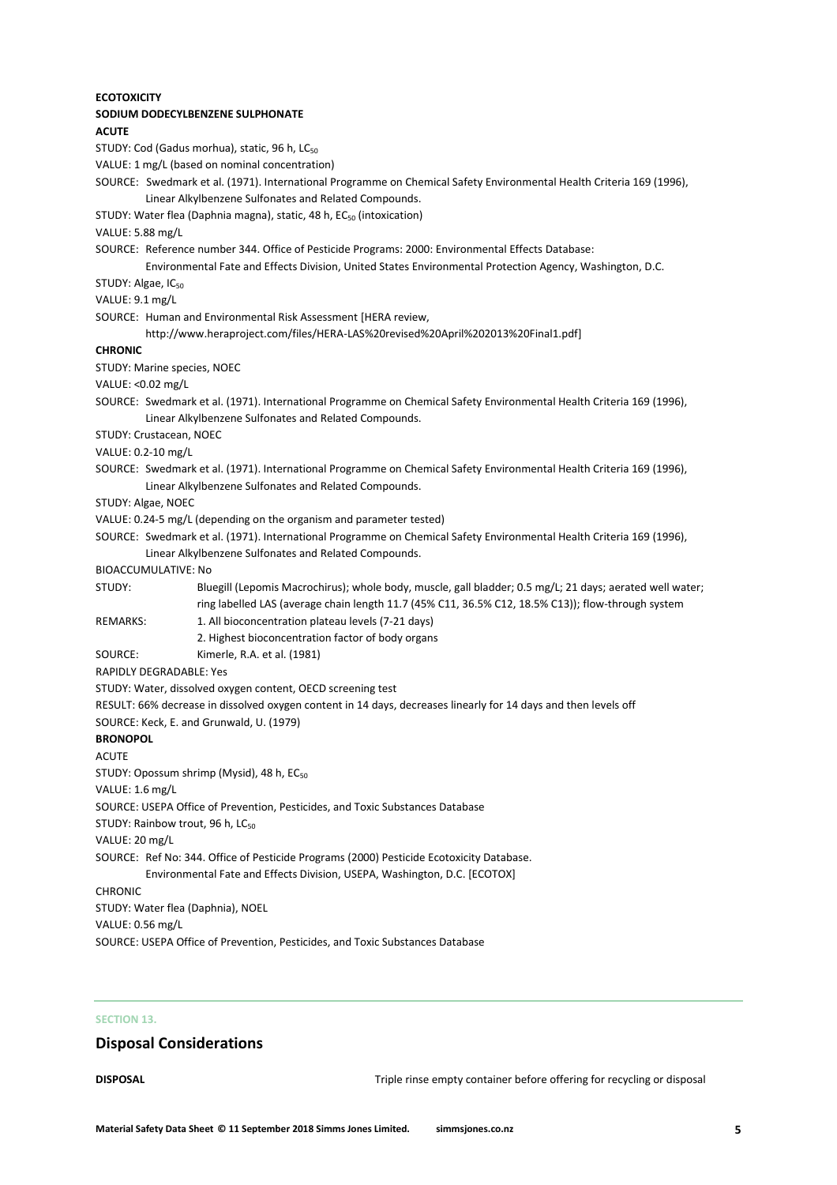**ECOTOXICITY**

**SODIUM DODECYLBENZENE SULPHONATE**

**ACUTE**

STUDY: Cod (Gadus morhua), static, 96 h, $LC_{50}$

VALUE: 1 mg/L (based on nominal concentration)

SOURCE: Swedmark et al. (1971). International Programme on Chemical Safety Environmental Health Criteria 169 (1996), Linear Alkylbenzene Sulfonates and Related Compounds.

STUDY: Water flea (Daphnia magna), static, 48 h, $EC_{50}$ (intoxication)

VALUE: 5.88 mg/L

SOURCE: Reference number 344. Office of Pesticide Programs: 2000: Environmental Effects Database: Environmental Fate and Effects Division, United States Environmental Protection Agency, Washington, D.C.

STUDY: Algae, $IC_{50}$

VALUE: 9.1 mg/L

SOURCE: Human and Environmental Risk Assessment [HERA review, http://www.heraproject.com/files/HERA-LAS%20revised%20April%202013%20Final1.pdf]

**CHRONIC**

STUDY: Marine species, NOEC

VALUE: <0.02 mg/L

SOURCE: Swedmark et al. (1971). International Programme on Chemical Safety Environmental Health Criteria 169 (1996), Linear Alkylbenzene Sulfonates and Related Compounds.

STUDY: Crustacean, NOEC

VALUE: 0.2-10 mg/L

SOURCE: Swedmark et al. (1971). International Programme on Chemical Safety Environmental Health Criteria 169 (1996), Linear Alkylbenzene Sulfonates and Related Compounds.

STUDY: Algae, NOEC

VALUE: 0.24-5 mg/L (depending on the organism and parameter tested)

SOURCE: Swedmark et al. (1971). International Programme on Chemical Safety Environmental Health Criteria 169 (1996), Linear Alkylbenzene Sulfonates and Related Compounds.

BIOACCUMULATIVE: No

STUDY: Bluegill (Lepomis Macrochirus); whole body, muscle, gall bladder; 0.5 mg/L; 21 days; aerated well water; ring labelled LAS (average chain length 11.7 (45% C11, 36.5% C12, 18.5% C13)); flow-through system

REMARKS: 1. All bioconcentration plateau levels (7-21 days)
2. Highest bioconcentration factor of body organs

SOURCE: Kimerle, R.A. et al. (1981)

RAPIDLY DEGRADABLE: Yes

STUDY: Water, dissolved oxygen content, OECD screening test

RESULT: 66% decrease in dissolved oxygen content in 14 days, decreases linearly for 14 days and then levels off

SOURCE: Keck, E. and Grunwald, U. (1979)

**BRONOPOL**

ACUTE

STUDY: Opossum shrimp (Mysid), 48 h, $EC_{50}$

VALUE: 1.6 mg/L

SOURCE: USEPA Office of Prevention, Pesticides, and Toxic Substances Database

STUDY: Rainbow trout, 96 h, $LC_{50}$

VALUE: 20 mg/L

SOURCE: Ref No: 344. Office of Pesticide Programs (2000) Pesticide Ecotoxicity Database. Environmental Fate and Effects Division, USEPA, Washington, D.C. [ECOTOX]

CHRONIC

STUDY: Water flea (Daphnia), NOEL

VALUE: 0.56 mg/L

SOURCE: USEPA Office of Prevention, Pesticides, and Toxic Substances Database

SECTION 13.

## Disposal Considerations

**DISPOSAL** Triple rinse empty container before offering for recycling or disposal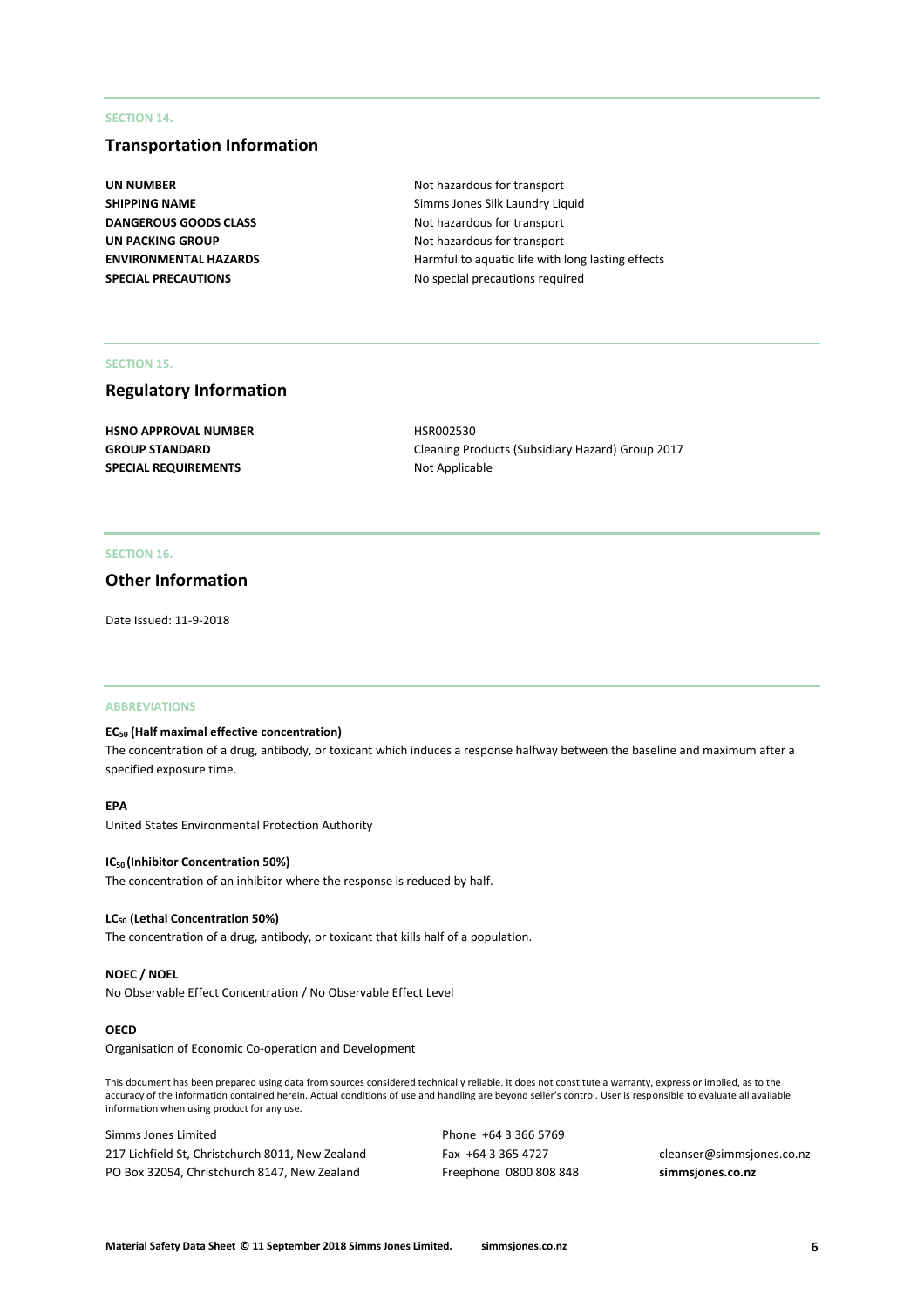SECTION 14.

## Transportation Information

| | |
|---|---|
| **UN NUMBER** | Not hazardous for transport |
| **SHIPPING NAME** | Simms Jones Silk Laundry Liquid |
| **DANGEROUS GOODS CLASS** | Not hazardous for transport |
| **UN PACKING GROUP** | Not hazardous for transport |
| **ENVIRONMENTAL HAZARDS** | Harmful to aquatic life with long lasting effects |
| **SPECIAL PRECAUTIONS** | No special precautions required |

SECTION 15.

## Regulatory Information

| | |
|---|---|
| **HSNO APPROVAL NUMBER** | HSR002530 |
| **GROUP STANDARD** | Cleaning Products (Subsidiary Hazard) Group 2017 |
| **SPECIAL REQUIREMENTS** | Not Applicable |

SECTION 16.

## Other Information

Date Issued: 11-9-2018

### ABBREVIATIONS

**$EC_{50}$ (Half maximal effective concentration)**
The concentration of a drug, antibody, or toxicant which induces a response halfway between the baseline and maximum after a specified exposure time.

**EPA**
United States Environmental Protection Authority

**$IC_{50}$ (Inhibitor Concentration 50%)**
The concentration of an inhibitor where the response is reduced by half.

**$LC_{50}$ (Lethal Concentration 50%)**
The concentration of a drug, antibody, or toxicant that kills half of a population.

**NOEC / NOEL**
No Observable Effect Concentration / No Observable Effect Level

**OECD**
Organisation of Economic Co-operation and Development

This document has been prepared using data from sources considered technically reliable. It does not constitute a warranty, express or implied, as to the accuracy of the information contained herein. Actual conditions of use and handling are beyond seller's control. User is responsible to evaluate all available information when using product for any use.

Simms Jones Limited
217 Lichfield St, Christchurch 8011, New Zealand
PO Box 32054, Christchurch 8147, New Zealand

Phone +64 3 366 5769
Fax +64 3 365 4727
Freephone 0800 808 848

cleanser@simmsjones.co.nz
**simmsjones.co.nz**